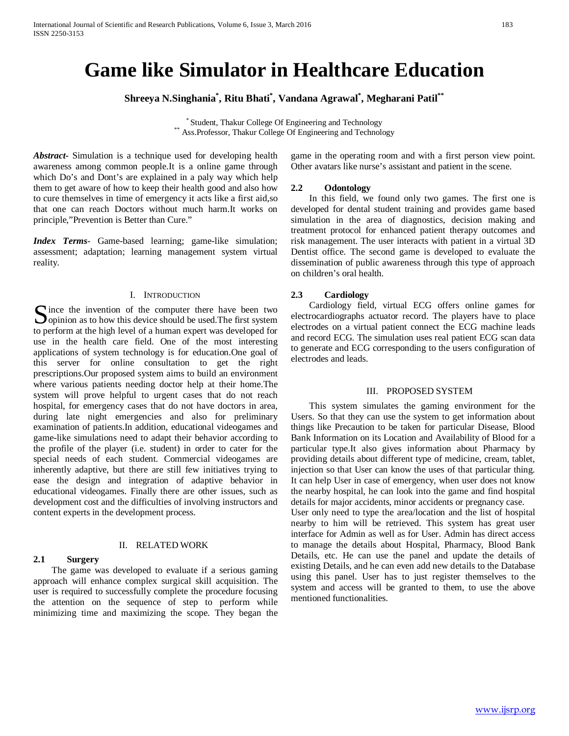# Game like Simulator in Healthcare Education

**Shreeya N.Singhania[*], Ritu Bhati[*], Vandana Agrawal[*], Megharani Patil[**]**

[*] Student, Thakur College Of Engineering and Technology
[**] Ass.Professor, Thakur College Of Engineering and Technology

***Abstract*-** Simulation is a technique used for developing health awareness among common people.It is a online game through which Do's and Dont's are explained in a paly way which help them to get aware of how to keep their health good and also how to cure themselves in time of emergency it acts like a first aid,so that one can reach Doctors without much harm.It works on principle,"Prevention is Better than Cure."

***Index Terms*-** Game-based learning; game-like simulation; assessment; adaptation; learning management system virtual reality.

## I. Introduction

Since the invention of the computer there have been two opinion as to how this device should be used.The first system to perform at the high level of a human expert was developed for use in the health care field. One of the most interesting applications of system technology is for education.One goal of this server for online consultation to get the right prescriptions.Our proposed system aims to build an environment where various patients needing doctor help at their home.The system will prove helpful to urgent cases that do not reach hospital, for emergency cases that do not have doctors in area, during late night emergencies and also for preliminary examination of patients.In addition, educational videogames and game-like simulations need to adapt their behavior according to the profile of the player (i.e. student) in order to cater for the special needs of each student. Commercial videogames are inherently adaptive, but there are still few initiatives trying to ease the design and integration of adaptive behavior in educational videogames. Finally there are other issues, such as development cost and the difficulties of involving instructors and content experts in the development process.

## II. Related Work

### 2.1 Surgery

The game was developed to evaluate if a serious gaming approach will enhance complex surgical skill acquisition. The user is required to successfully complete the procedure focusing the attention on the sequence of step to perform while minimizing time and maximizing the scope. They began the game in the operating room and with a first person view point. Other avatars like nurse's assistant and patient in the scene.

### 2.2 Odontology

In this field, we found only two games. The first one is developed for dental student training and provides game based simulation in the area of diagnostics, decision making and treatment protocol for enhanced patient therapy outcomes and risk management. The user interacts with patient in a virtual 3D Dentist office. The second game is developed to evaluate the dissemination of public awareness through this type of approach on children's oral health.

### 2.3 Cardiology

Cardiology field, virtual ECG offers online games for electrocardiographs actuator record. The players have to place electrodes on a virtual patient connect the ECG machine leads and record ECG. The simulation uses real patient ECG scan data to generate and ECG corresponding to the users configuration of electrodes and leads.

## III. Proposed System

This system simulates the gaming environment for the Users. So that they can use the system to get information about things like Precaution to be taken for particular Disease, Blood Bank Information on its Location and Availability of Blood for a particular type.It also gives information about Pharmacy by providing details about different type of medicine, cream, tablet, injection so that User can know the uses of that particular thing. It can help User in case of emergency, when user does not know the nearby hospital, he can look into the game and find hospital details for major accidents, minor accidents or pregnancy case.
User only need to type the area/location and the list of hospital nearby to him will be retrieved. This system has great user interface for Admin as well as for User. Admin has direct access to manage the details about Hospital, Pharmacy, Blood Bank Details, etc. He can use the panel and update the details of existing Details, and he can even add new details to the Database using this panel. User has to just register themselves to the system and access will be granted to them, to use the above mentioned functionalities.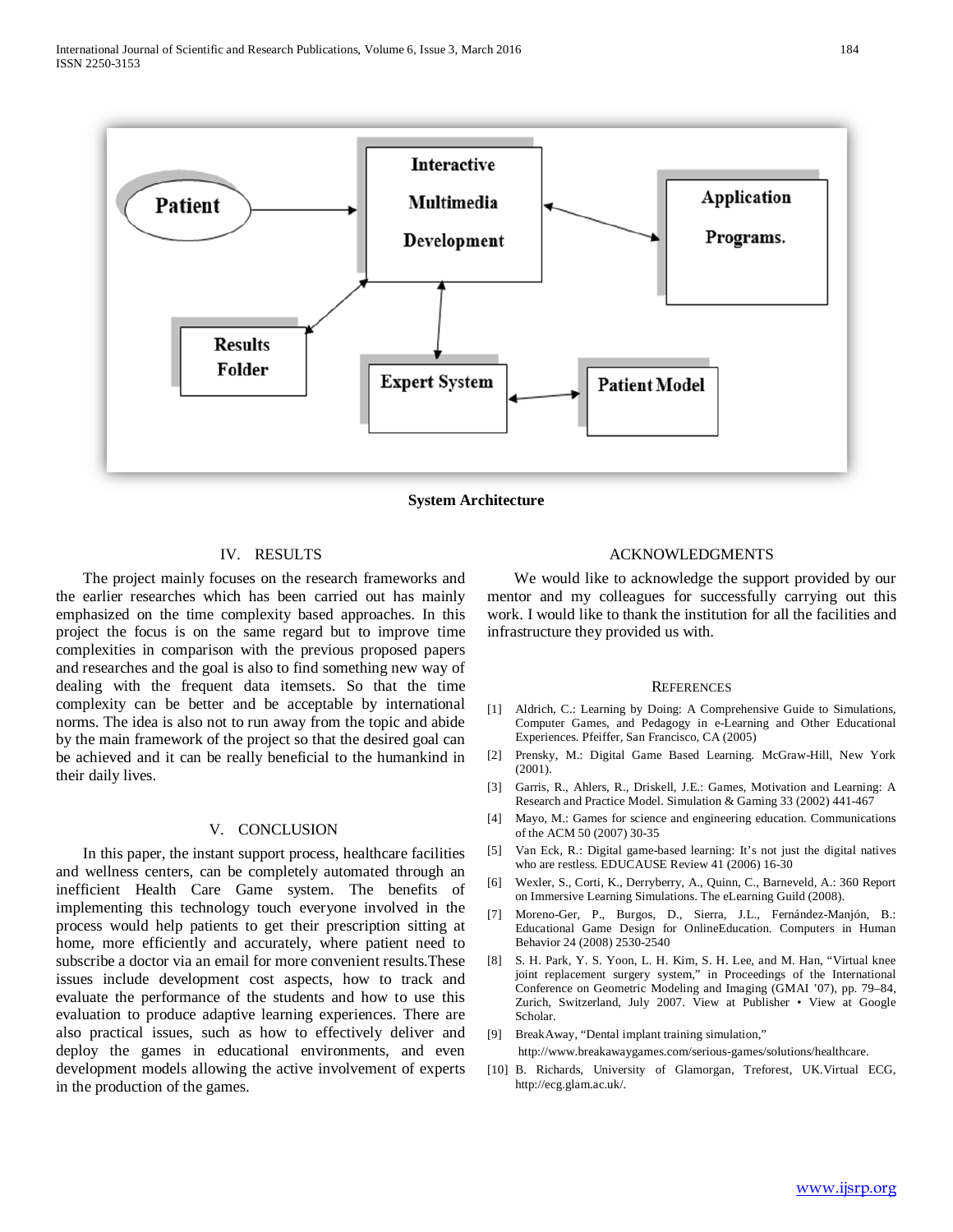System Architecture

## IV. RESULTS

The project mainly focuses on the research frameworks and the earlier researches which has been carried out has mainly emphasized on the time complexity based approaches. In this project the focus is on the same regard but to improve time complexities in comparison with the previous proposed papers and researches and the goal is also to find something new way of dealing with the frequent data itemsets. So that the time complexity can be better and be acceptable by international norms. The idea is also not to run away from the topic and abide by the main framework of the project so that the desired goal can be achieved and it can be really beneficial to the humankind in their daily lives.

## V. CONCLUSION

In this paper, the instant support process, healthcare facilities and wellness centers, can be completely automated through an inefficient Health Care Game system. The benefits of implementing this technology touch everyone involved in the process would help patients to get their prescription sitting at home, more efficiently and accurately, where patient need to subscribe a doctor via an email for more convenient results.These issues include development cost aspects, how to track and evaluate the performance of the students and how to use this evaluation to produce adaptive learning experiences. There are also practical issues, such as how to effectively deliver and deploy the games in educational environments, and even development models allowing the active involvement of experts in the production of the games.

## ACKNOWLEDGMENTS

We would like to acknowledge the support provided by our mentor and my colleagues for successfully carrying out this work. I would like to thank the institution for all the facilities and infrastructure they provided us with.

## REFERENCES

[1] Aldrich, C.: Learning by Doing: A Comprehensive Guide to Simulations, Computer Games, and Pedagogy in e-Learning and Other Educational Experiences. Pfeiffer, San Francisco, CA (2005)

[2] Prensky, M.: Digital Game Based Learning. McGraw-Hill, New York (2001).

[3] Garris, R., Ahlers, R., Driskell, J.E.: Games, Motivation and Learning: A Research and Practice Model. Simulation & Gaming 33 (2002) 441-467

[4] Mayo, M.: Games for science and engineering education. Communications of the ACM 50 (2007) 30-35

[5] Van Eck, R.: Digital game-based learning: It's not just the digital natives who are restless. EDUCAUSE Review 41 (2006) 16-30

[6] Wexler, S., Corti, K., Derryberry, A., Quinn, C., Barneveld, A.: 360 Report on Immersive Learning Simulations. The eLearning Guild (2008).

[7] Moreno-Ger, P., Burgos, D., Sierra, J.L., Fernández-Manjón, B.: Educational Game Design for OnlineEducation. Computers in Human Behavior 24 (2008) 2530-2540

[8] S. H. Park, Y. S. Yoon, L. H. Kim, S. H. Lee, and M. Han, "Virtual knee joint replacement surgery system," in Proceedings of the International Conference on Geometric Modeling and Imaging (GMAI '07), pp. 79–84, Zurich, Switzerland, July 2007. View at Publisher • View at Google Scholar.

[9] BreakAway, "Dental implant training simulation," http://www.breakawaygames.com/serious-games/solutions/healthcare.

[10] B. Richards, University of Glamorgan, Treforest, UK.Virtual ECG, http://ecg.glam.ac.uk/.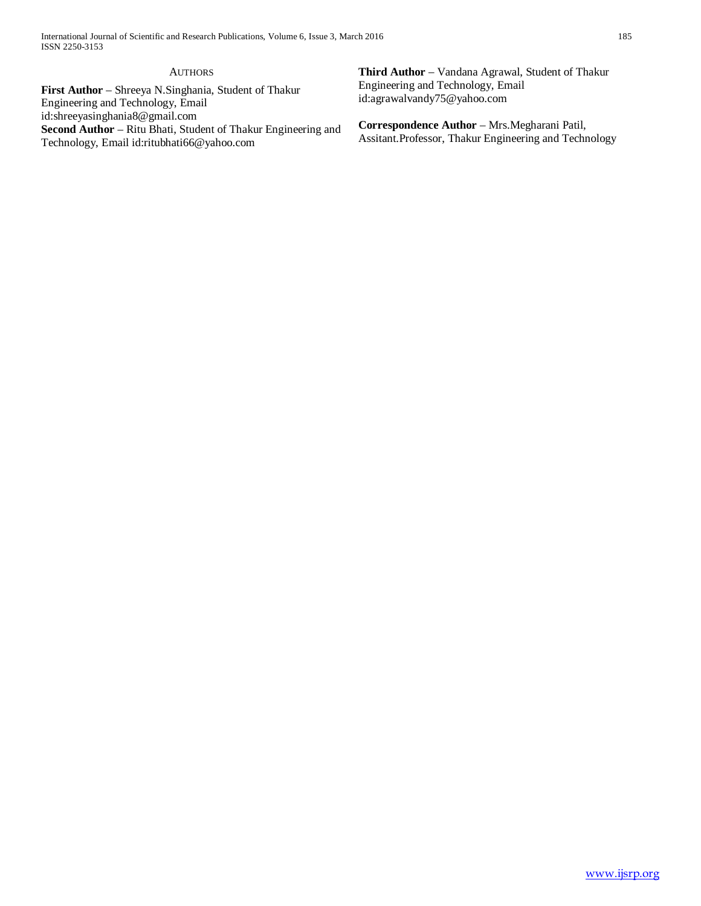## AUTHORS

**First Author** – Shreeya N.Singhania, Student of Thakur Engineering and Technology, Email id:shreeyasinghania8@gmail.com

**Second Author** – Ritu Bhati, Student of Thakur Engineering and Technology, Email id:ritubhati66@yahoo.com

**Third Author** – Vandana Agrawal, Student of Thakur Engineering and Technology, Email id:agrawalvandy75@yahoo.com

**Correspondence Author** – Mrs.Megharani Patil, Assitant.Professor, Thakur Engineering and Technology